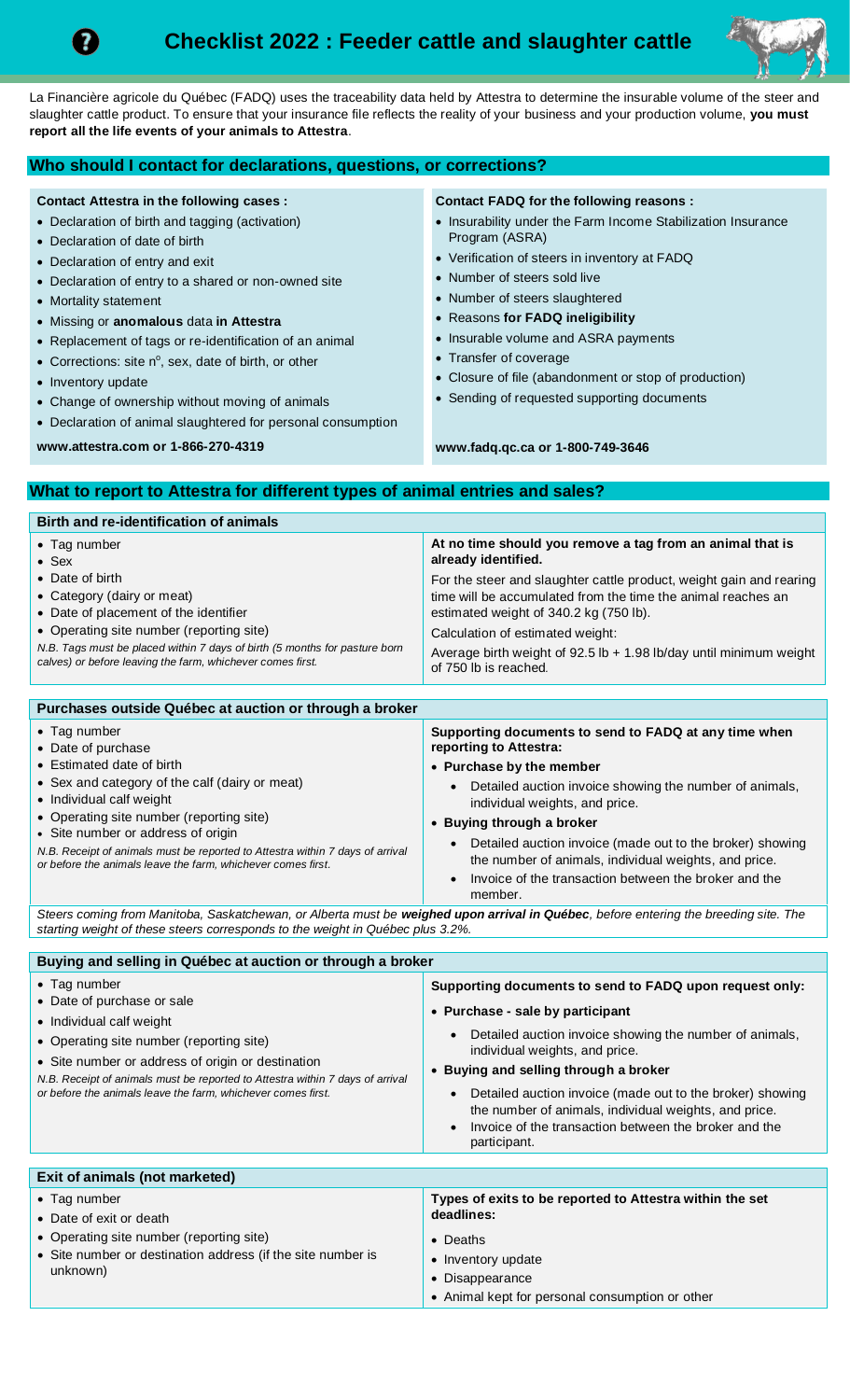# Checklist 2022 : Feeder cattle and slaughter cattle

La Financière agricole du Québec (FADQ) uses the traceability data held by Attestra to determine the insurable volume of the steer and slaughter cattle product. To ensure that your insurance file reflects the reality of your business and your production volume, **you must report all the life events of your animals to Attestra**.

## Who should I contact for declarations, questions, or corrections?

**Contact Attestra in the following cases :**

- Declaration of birth and tagging (activation)
- Declaration of date of birth
- Declaration of entry and exit
- Declaration of entry to a shared or non-owned site
- Mortality statement
- Missing or **anomalous** data **in Attestra**
- Replacement of tags or re-identification of an animal
- Corrections: site n°, sex, date of birth, or other
- Inventory update
- Change of ownership without moving of animals
- Declaration of animal slaughtered for personal consumption

**www.attestra.com or 1-866-270-4319**

**Contact FADQ for the following reasons :**

- Insurability under the Farm Income Stabilization Insurance Program (ASRA)
- Verification of steers in inventory at FADQ
- Number of steers sold live
- Number of steers slaughtered
- Reasons **for FADQ ineligibility**
- Insurable volume and ASRA payments
- Transfer of coverage
- Closure of file (abandonment or stop of production)
- Sending of requested supporting documents

**www.fadq.qc.ca or 1-800-749-3646**

## What to report to Attestra for different types of animal entries and sales?

### Birth and re-identification of animals

- Tag number
- Sex
- Date of birth
- Category (dairy or meat)
- Date of placement of the identifier
- Operating site number (reporting site)

*N.B. Tags must be placed within 7 days of birth (5 months for pasture born calves) or before leaving the farm, whichever comes first.*

**At no time should you remove a tag from an animal that is already identified.**

For the steer and slaughter cattle product, weight gain and rearing time will be accumulated from the time the animal reaches an estimated weight of 340.2 kg (750 lb).

Calculation of estimated weight:

Average birth weight of 92.5 lb + 1.98 lb/day until minimum weight of 750 lb is reached.

### Purchases outside Québec at auction or through a broker

- Tag number
- Date of purchase
- Estimated date of birth
- Sex and category of the calf (dairy or meat)
- Individual calf weight
- Operating site number (reporting site)
- Site number or address of origin

*N.B. Receipt of animals must be reported to Attestra within 7 days of arrival or before the animals leave the farm, whichever comes first.*

**Supporting documents to send to FADQ at any time when reporting to Attestra:**

- **Purchase by the member**
  - Detailed auction invoice showing the number of animals, individual weights, and price.
- **Buying through a broker**
  - Detailed auction invoice (made out to the broker) showing the number of animals, individual weights, and price.
  - Invoice of the transaction between the broker and the member.

*Steers coming from Manitoba, Saskatchewan, or Alberta must be **weighed upon arrival in Québec**, before entering the breeding site. The starting weight of these steers corresponds to the weight in Québec plus 3.2%.*

### Buying and selling in Québec at auction or through a broker

- Tag number
- Date of purchase or sale
- Individual calf weight
- Operating site number (reporting site)
- Site number or address of origin or destination

*N.B. Receipt of animals must be reported to Attestra within 7 days of arrival or before the animals leave the farm, whichever comes first.*

**Supporting documents to send to FADQ upon request only:**

- **Purchase - sale by participant**
  - Detailed auction invoice showing the number of animals, individual weights, and price.
- **Buying and selling through a broker**
  - Detailed auction invoice (made out to the broker) showing the number of animals, individual weights, and price.
  - Invoice of the transaction between the broker and the participant.

### Exit of animals (not marketed)

- Tag number
- Date of exit or death
- Operating site number (reporting site)
- Site number or destination address (if the site number is unknown)

**Types of exits to be reported to Attestra within the set deadlines:**

- Deaths
- Inventory update
- Disappearance
- Animal kept for personal consumption or other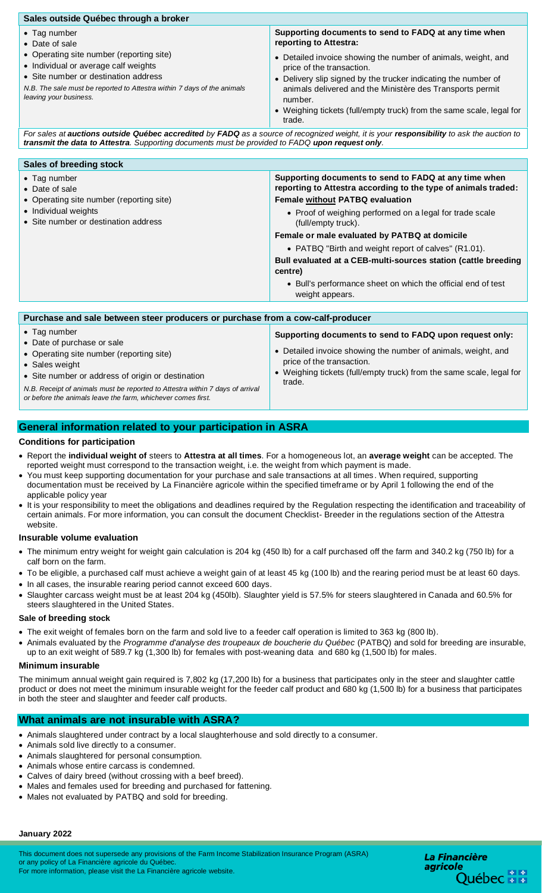| Sales outside Québec through a broker | |
| --- | --- |
| • Tag number<br>• Date of sale<br>• Operating site number (reporting site)<br>• Individual or average calf weights<br>• Site number or destination address<br>*N.B. The sale must be reported to Attestra within 7 days of the animals leaving your business.* | **Supporting documents to send to FADQ at any time when reporting to Attestra:**<br>• Detailed invoice showing the number of animals, weight, and price of the transaction.<br>• Delivery slip signed by the trucker indicating the number of animals delivered and the Ministère des Transports permit number.<br>• Weighing tickets (full/empty truck) from the same scale, legal for trade. |

*For sales at **auctions outside Québec accredited** by **FADQ** as a source of recognized weight, it is your **responsibility** to ask the auction to **transmit the data to Attestra**. Supporting documents must be provided to FADQ **upon request only**.*

| Sales of breeding stock | |
| --- | --- |
| • Tag number<br>• Date of sale<br>• Operating site number (reporting site)<br>• Individual weights<br>• Site number or destination address | **Supporting documents to send to FADQ at any time when reporting to Attestra according to the type of animals traded:**<br>**Female without PATBQ evaluation**<br>• Proof of weighing performed on a legal for trade scale (full/empty truck).<br>**Female or male evaluated by PATBQ at domicile**<br>• PATBQ "Birth and weight report of calves" (R1.01).<br>**Bull evaluated at a CEB-multi-sources station (cattle breeding centre)**<br>• Bull's performance sheet on which the official end of test weight appears. |

| Purchase and sale between steer producers or purchase from a cow-calf-producer | |
| --- | --- |
| • Tag number<br>• Date of purchase or sale<br>• Operating site number (reporting site)<br>• Sales weight<br>• Site number or address of origin or destination<br>*N.B. Receipt of animals must be reported to Attestra within 7 days of arrival or before the animals leave the farm, whichever comes first.* | **Supporting documents to send to FADQ upon request only:**<br>• Detailed invoice showing the number of animals, weight, and price of the transaction.<br>• Weighing tickets (full/empty truck) from the same scale, legal for trade. |

## General information related to your participation in ASRA

### Conditions for participation

- Report the **individual weight of** steers to **Attestra at all times**. For a homogeneous lot, an **average weight** can be accepted. The reported weight must correspond to the transaction weight, i.e. the weight from which payment is made.
- You must keep supporting documentation for your purchase and sale transactions at all times. When required, supporting documentation must be received by La Financière agricole within the specified timeframe or by April 1 following the end of the applicable policy year
- It is your responsibility to meet the obligations and deadlines required by the Regulation respecting the identification and traceability of certain animals. For more information, you can consult the document Checklist- Breeder in the regulations section of the Attestra website.

### Insurable volume evaluation

- The minimum entry weight for weight gain calculation is 204 kg (450 lb) for a calf purchased off the farm and 340.2 kg (750 lb) for a calf born on the farm.
- To be eligible, a purchased calf must achieve a weight gain of at least 45 kg (100 lb) and the rearing period must be at least 60 days.
- In all cases, the insurable rearing period cannot exceed 600 days.
- Slaughter carcass weight must be at least 204 kg (450lb). Slaughter yield is 57.5% for steers slaughtered in Canada and 60.5% for steers slaughtered in the United States.

### Sale of breeding stock

- The exit weight of females born on the farm and sold live to a feeder calf operation is limited to 363 kg (800 lb).
- Animals evaluated by the *Programme d'analyse des troupeaux de boucherie du Québec* (PATBQ) and sold for breeding are insurable, up to an exit weight of 589.7 kg (1,300 lb) for females with post-weaning data and 680 kg (1,500 lb) for males.

### Minimum insurable

The minimum annual weight gain required is 7,802 kg (17,200 lb) for a business that participates only in the steer and slaughter cattle product or does not meet the minimum insurable weight for the feeder calf product and 680 kg (1,500 lb) for a business that participates in both the steer and slaughter and feeder calf products.

## What animals are not insurable with ASRA?

- Animals slaughtered under contract by a local slaughterhouse and sold directly to a consumer.
- Animals sold live directly to a consumer.
- Animals slaughtered for personal consumption.
- Animals whose entire carcass is condemned.
- Calves of dairy breed (without crossing with a beef breed).
- Males and females used for breeding and purchased for fattening.
- Males not evaluated by PATBQ and sold for breeding.

**January 2022**

This document does not supersede any provisions of the Farm Income Stabilization Insurance Program (ASRA) or any policy of La Financière agricole du Québec.
For more information, please visit the La Financière agricole website.

La Financière agricole Québec